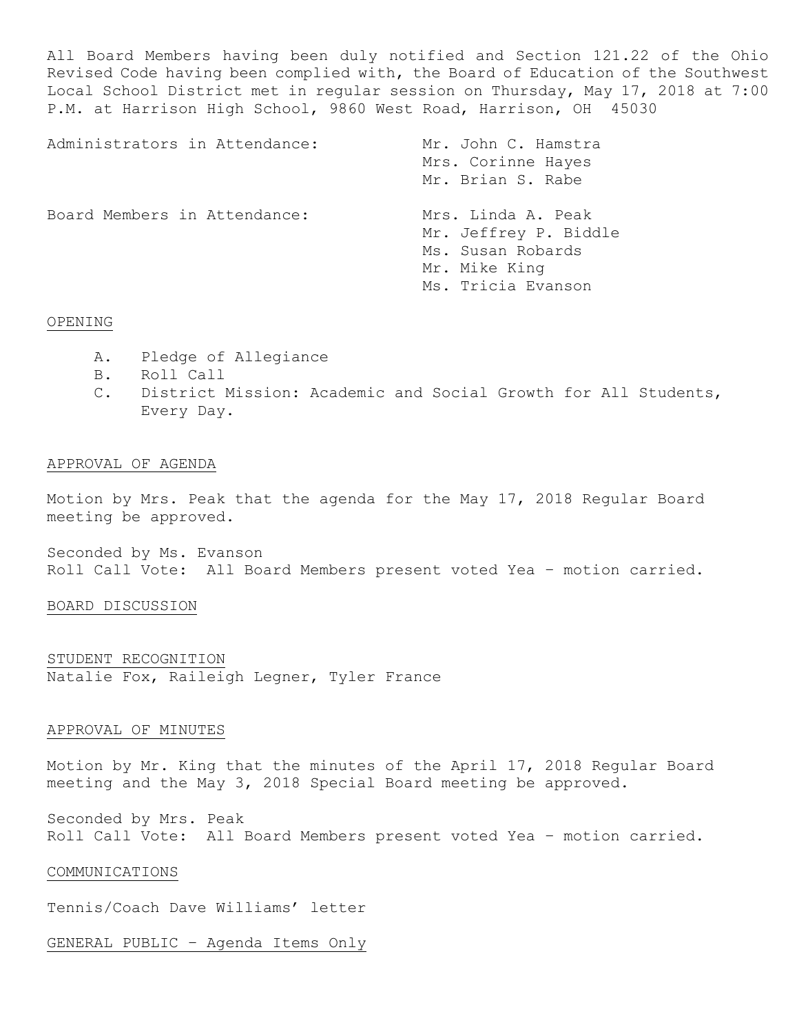All Board Members having been duly notified and Section 121.22 of the Ohio Revised Code having been complied with, the Board of Education of the Southwest Local School District met in regular session on Thursday, May 17, 2018 at 7:00 P.M. at Harrison High School, 9860 West Road, Harrison, OH 45030

| | |
|---|---|
| Administrators in Attendance: | Mr. John C. Hamstra<br>Mrs. Corinne Hayes<br>Mr. Brian S. Rabe |
| Board Members in Attendance: | Mrs. Linda A. Peak<br>Mr. Jeffrey P. Biddle<br>Ms. Susan Robards<br>Mr. Mike King<br>Ms. Tricia Evanson |

## OPENING

A. Pledge of Allegiance
B. Roll Call
C. District Mission: Academic and Social Growth for All Students, Every Day.

## APPROVAL OF AGENDA

Motion by Mrs. Peak that the agenda for the May 17, 2018 Regular Board meeting be approved.

Seconded by Ms. Evanson
Roll Call Vote: All Board Members present voted Yea – motion carried.

## BOARD DISCUSSION

## STUDENT RECOGNITION

Natalie Fox, Raileigh Legner, Tyler France

## APPROVAL OF MINUTES

Motion by Mr. King that the minutes of the April 17, 2018 Regular Board meeting and the May 3, 2018 Special Board meeting be approved.

Seconded by Mrs. Peak
Roll Call Vote: All Board Members present voted Yea – motion carried.

## COMMUNICATIONS

Tennis/Coach Dave Williams' letter

## GENERAL PUBLIC – Agenda Items Only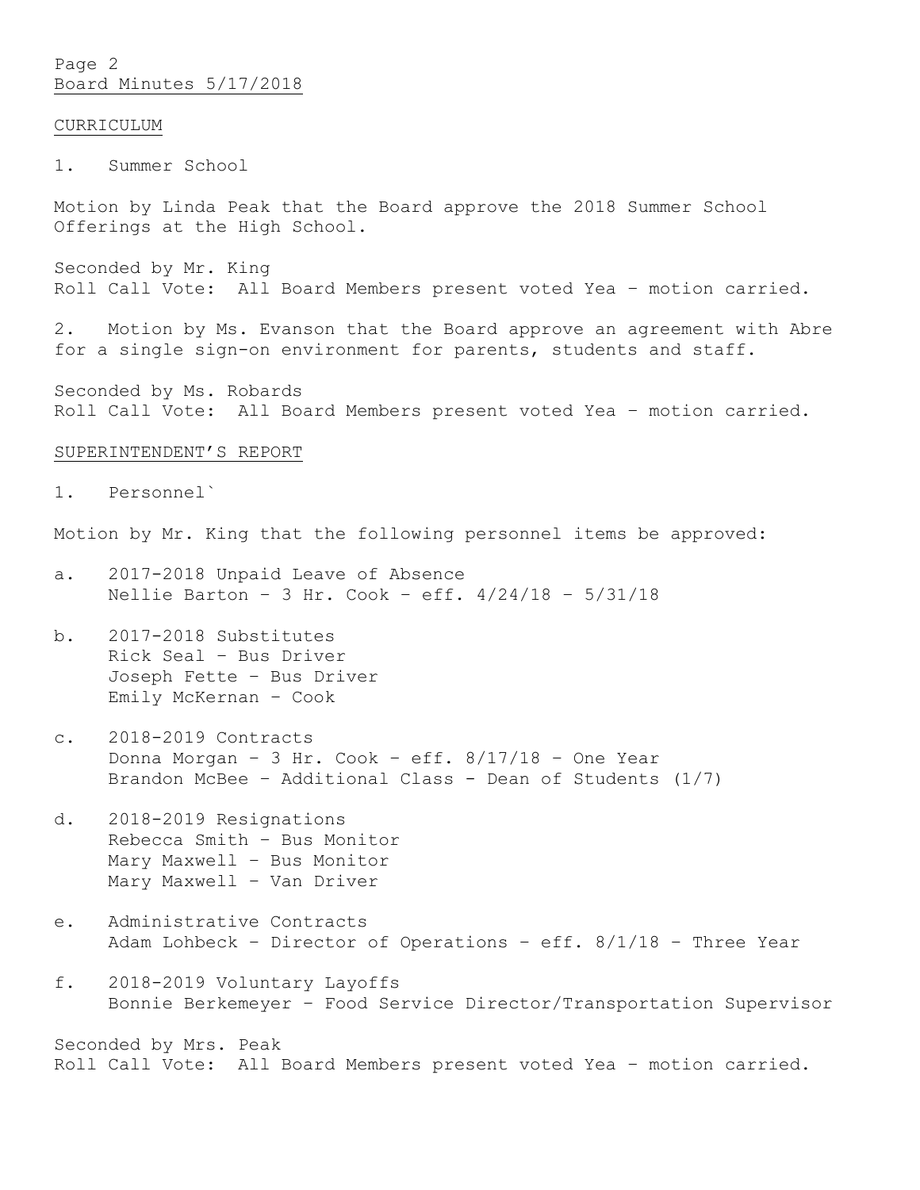## CURRICULUM

1. Summer School

Motion by Linda Peak that the Board approve the 2018 Summer School Offerings at the High School.

Seconded by Mr. King
Roll Call Vote: All Board Members present voted Yea – motion carried.

2. Motion by Ms. Evanson that the Board approve an agreement with Abre for a single sign-on environment for parents, students and staff.

Seconded by Ms. Robards
Roll Call Vote: All Board Members present voted Yea – motion carried.

## SUPERINTENDENT'S REPORT

1. Personnel`

Motion by Mr. King that the following personnel items be approved:

a. 2017-2018 Unpaid Leave of Absence
   Nellie Barton – 3 Hr. Cook – eff. 4/24/18 – 5/31/18

b. 2017-2018 Substitutes
   Rick Seal – Bus Driver
   Joseph Fette – Bus Driver
   Emily McKernan – Cook

c. 2018-2019 Contracts
   Donna Morgan – 3 Hr. Cook – eff. 8/17/18 – One Year
   Brandon McBee – Additional Class - Dean of Students (1/7)

d. 2018-2019 Resignations
   Rebecca Smith – Bus Monitor
   Mary Maxwell – Bus Monitor
   Mary Maxwell – Van Driver

e. Administrative Contracts
   Adam Lohbeck – Director of Operations – eff. 8/1/18 – Three Year

f. 2018-2019 Voluntary Layoffs
   Bonnie Berkemeyer – Food Service Director/Transportation Supervisor

Seconded by Mrs. Peak
Roll Call Vote: All Board Members present voted Yea – motion carried.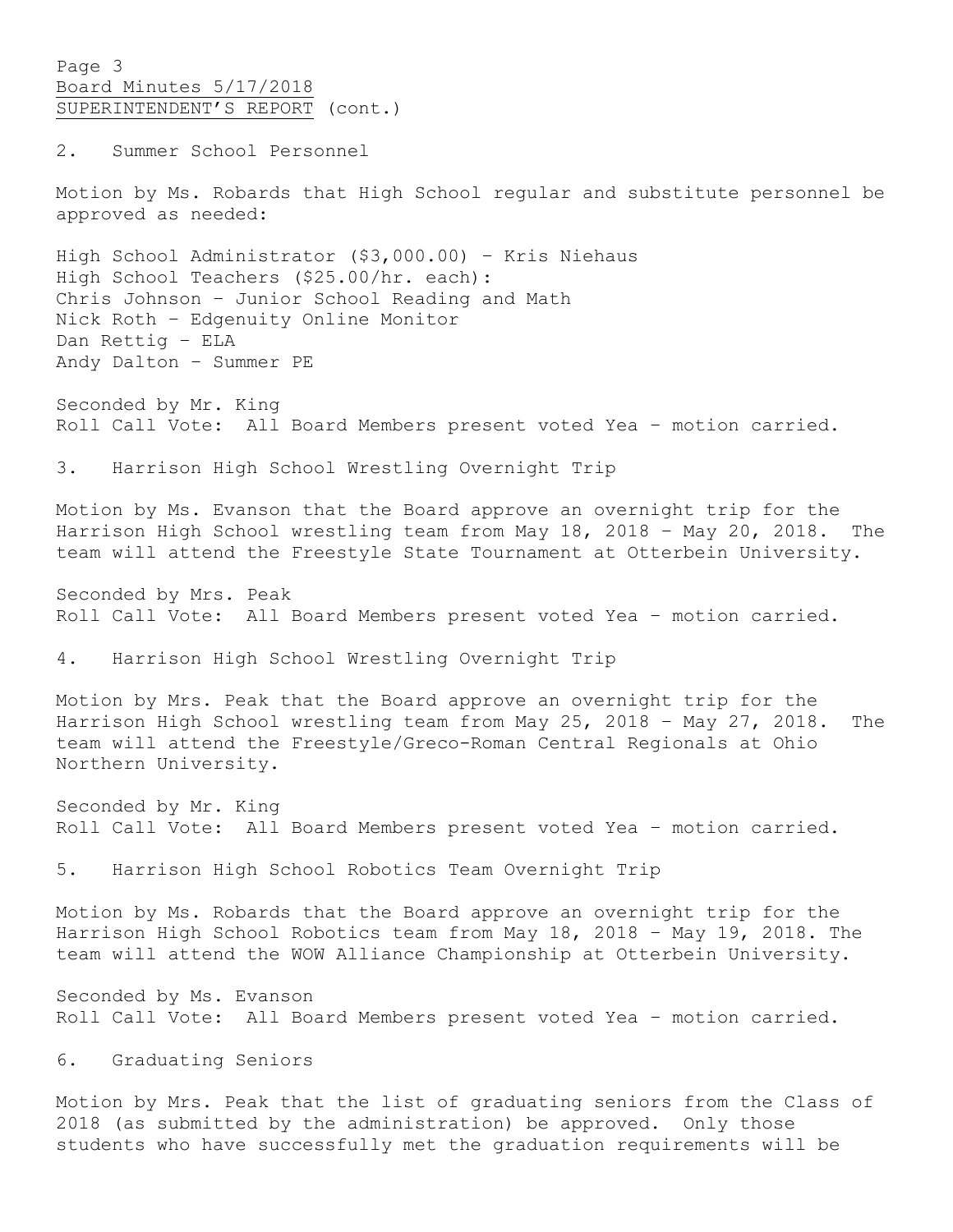SUPERINTENDENT'S REPORT (cont.)

2. Summer School Personnel

Motion by Ms. Robards that High School regular and substitute personnel be approved as needed:

High School Administrator ($3,000.00) – Kris Niehaus
High School Teachers ($25.00/hr. each):
Chris Johnson – Junior School Reading and Math
Nick Roth – Edgenuity Online Monitor
Dan Rettig – ELA
Andy Dalton – Summer PE

Seconded by Mr. King
Roll Call Vote: All Board Members present voted Yea – motion carried.

3. Harrison High School Wrestling Overnight Trip

Motion by Ms. Evanson that the Board approve an overnight trip for the Harrison High School wrestling team from May 18, 2018 – May 20, 2018. The team will attend the Freestyle State Tournament at Otterbein University.

Seconded by Mrs. Peak
Roll Call Vote: All Board Members present voted Yea – motion carried.

4. Harrison High School Wrestling Overnight Trip

Motion by Mrs. Peak that the Board approve an overnight trip for the Harrison High School wrestling team from May 25, 2018 – May 27, 2018. The team will attend the Freestyle/Greco-Roman Central Regionals at Ohio Northern University.

Seconded by Mr. King
Roll Call Vote: All Board Members present voted Yea – motion carried.

5. Harrison High School Robotics Team Overnight Trip

Motion by Ms. Robards that the Board approve an overnight trip for the Harrison High School Robotics team from May 18, 2018 – May 19, 2018. The team will attend the WOW Alliance Championship at Otterbein University.

Seconded by Ms. Evanson
Roll Call Vote: All Board Members present voted Yea – motion carried.

6. Graduating Seniors

Motion by Mrs. Peak that the list of graduating seniors from the Class of 2018 (as submitted by the administration) be approved. Only those students who have successfully met the graduation requirements will be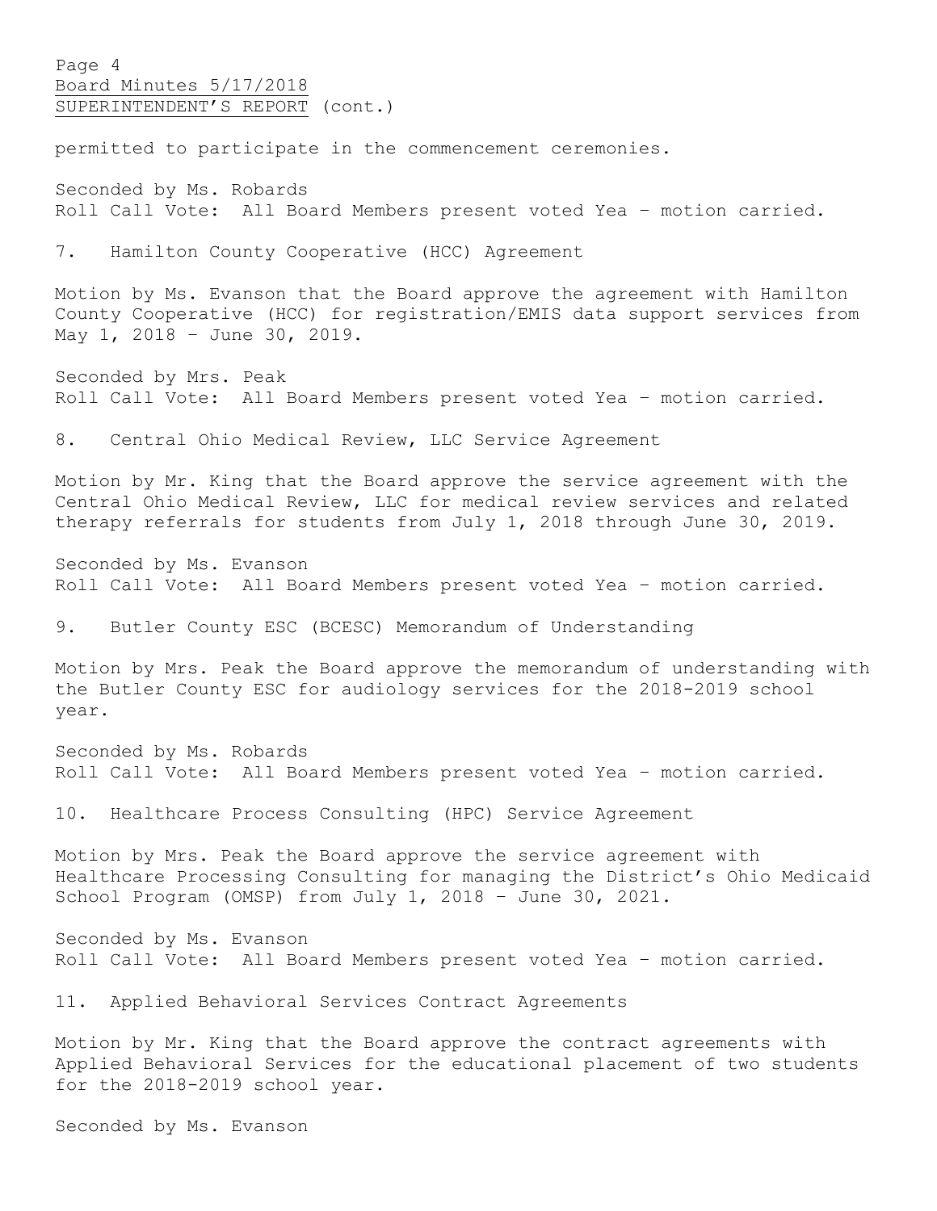permitted to participate in the commencement ceremonies.

Seconded by Ms. Robards
Roll Call Vote: All Board Members present voted Yea – motion carried.

7. Hamilton County Cooperative (HCC) Agreement

Motion by Ms. Evanson that the Board approve the agreement with Hamilton County Cooperative (HCC) for registration/EMIS data support services from May 1, 2018 – June 30, 2019.

Seconded by Mrs. Peak
Roll Call Vote: All Board Members present voted Yea – motion carried.

8. Central Ohio Medical Review, LLC Service Agreement

Motion by Mr. King that the Board approve the service agreement with the Central Ohio Medical Review, LLC for medical review services and related therapy referrals for students from July 1, 2018 through June 30, 2019.

Seconded by Ms. Evanson
Roll Call Vote: All Board Members present voted Yea – motion carried.

9. Butler County ESC (BCESC) Memorandum of Understanding

Motion by Mrs. Peak the Board approve the memorandum of understanding with the Butler County ESC for audiology services for the 2018-2019 school year.

Seconded by Ms. Robards
Roll Call Vote: All Board Members present voted Yea – motion carried.

10. Healthcare Process Consulting (HPC) Service Agreement

Motion by Mrs. Peak the Board approve the service agreement with Healthcare Processing Consulting for managing the District's Ohio Medicaid School Program (OMSP) from July 1, 2018 – June 30, 2021.

Seconded by Ms. Evanson
Roll Call Vote: All Board Members present voted Yea – motion carried.

11. Applied Behavioral Services Contract Agreements

Motion by Mr. King that the Board approve the contract agreements with Applied Behavioral Services for the educational placement of two students for the 2018-2019 school year.

Seconded by Ms. Evanson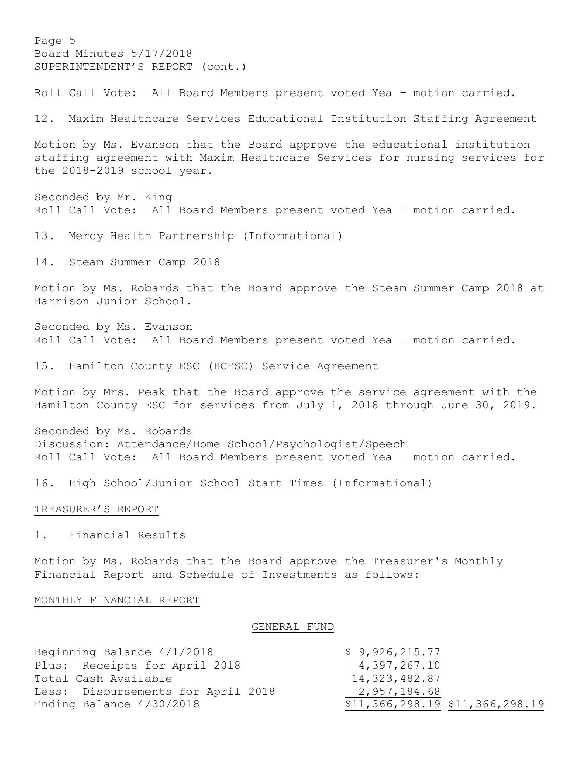SUPERINTENDENT'S REPORT (cont.)

Roll Call Vote: All Board Members present voted Yea – motion carried.

12. Maxim Healthcare Services Educational Institution Staffing Agreement

Motion by Ms. Evanson that the Board approve the educational institution staffing agreement with Maxim Healthcare Services for nursing services for the 2018-2019 school year.

Seconded by Mr. King
Roll Call Vote: All Board Members present voted Yea – motion carried.

13. Mercy Health Partnership (Informational)

14. Steam Summer Camp 2018

Motion by Ms. Robards that the Board approve the Steam Summer Camp 2018 at Harrison Junior School.

Seconded by Ms. Evanson
Roll Call Vote: All Board Members present voted Yea – motion carried.

15. Hamilton County ESC (HCESC) Service Agreement

Motion by Mrs. Peak that the Board approve the service agreement with the Hamilton County ESC for services from July 1, 2018 through June 30, 2019.

Seconded by Ms. Robards
Discussion: Attendance/Home School/Psychologist/Speech
Roll Call Vote: All Board Members present voted Yea – motion carried.

16. High School/Junior School Start Times (Informational)

TREASURER'S REPORT

1. Financial Results

Motion by Ms. Robards that the Board approve the Treasurer's Monthly Financial Report and Schedule of Investments as follows:

MONTHLY FINANCIAL REPORT

GENERAL FUND

| | | |
|---|---|---|
| Beginning Balance 4/1/2018 | $ 9,926,215.77 | |
| Plus: Receipts for April 2018 | 4,397,267.10 | |
| Total Cash Available | 14,323,482.87 | |
| Less: Disbursements for April 2018 | 2,957,184.68 | |
| Ending Balance 4/30/2018 | $11,366,298.19 | $11,366,298.19 |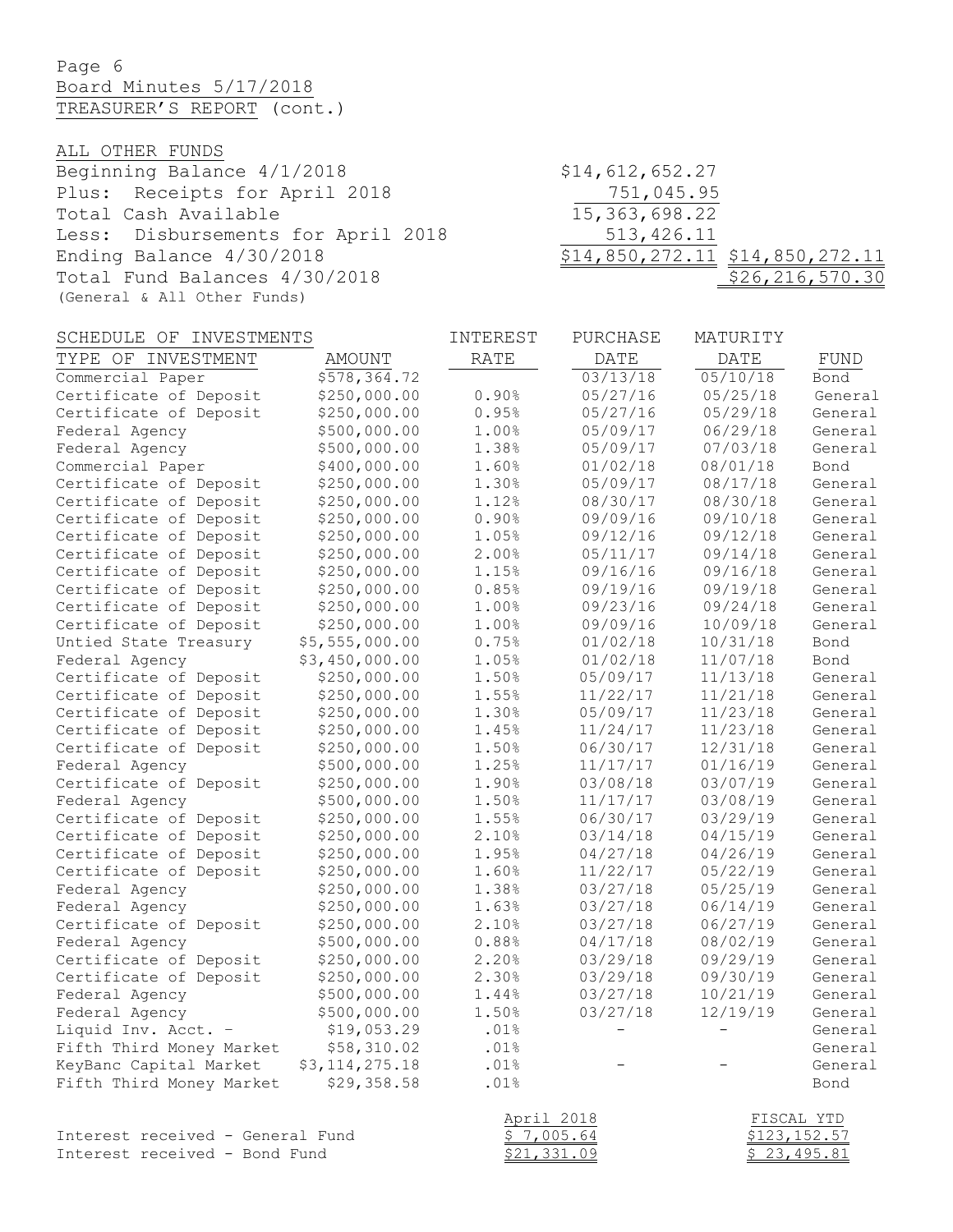Board Minutes 5/17/2018

TREASURER'S REPORT (cont.)

ALL OTHER FUNDS

| | | |
|---|---|---|
| Beginning Balance 4/1/2018 | $14,612,652.27 | |
| Plus: Receipts for April 2018 | 751,045.95 | |
| Total Cash Available | 15,363,698.22 | |
| Less: Disbursements for April 2018 | 513,426.11 | |
| Ending Balance 4/30/2018 | $14,850,272.11 | $14,850,272.11 |
| Total Fund Balances 4/30/2018 (General & All Other Funds) | | $26,216,570.30 |

SCHEDULE OF INVESTMENTS

| TYPE OF INVESTMENT | AMOUNT | INTEREST RATE | PURCHASE DATE | MATURITY DATE | FUND |
|---|---|---|---|---|---|
| Commercial Paper | $578,364.72 | | 03/13/18 | 05/10/18 | Bond |
| Certificate of Deposit | $250,000.00 | 0.90% | 05/27/16 | 05/25/18 | General |
| Certificate of Deposit | $250,000.00 | 0.95% | 05/27/16 | 05/29/18 | General |
| Federal Agency | $500,000.00 | 1.00% | 05/09/17 | 06/29/18 | General |
| Federal Agency | $500,000.00 | 1.38% | 05/09/17 | 07/03/18 | General |
| Commercial Paper | $400,000.00 | 1.60% | 01/02/18 | 08/01/18 | Bond |
| Certificate of Deposit | $250,000.00 | 1.30% | 05/09/17 | 08/17/18 | General |
| Certificate of Deposit | $250,000.00 | 1.12% | 08/30/17 | 08/30/18 | General |
| Certificate of Deposit | $250,000.00 | 0.90% | 09/09/16 | 09/10/18 | General |
| Certificate of Deposit | $250,000.00 | 1.05% | 09/12/16 | 09/12/18 | General |
| Certificate of Deposit | $250,000.00 | 2.00% | 05/11/17 | 09/14/18 | General |
| Certificate of Deposit | $250,000.00 | 1.15% | 09/16/16 | 09/16/18 | General |
| Certificate of Deposit | $250,000.00 | 0.85% | 09/19/16 | 09/19/18 | General |
| Certificate of Deposit | $250,000.00 | 1.00% | 09/23/16 | 09/24/18 | General |
| Certificate of Deposit | $250,000.00 | 1.00% | 09/09/16 | 10/09/18 | General |
| Untied State Treasury | $5,555,000.00 | 0.75% | 01/02/18 | 10/31/18 | Bond |
| Federal Agency | $3,450,000.00 | 1.05% | 01/02/18 | 11/07/18 | Bond |
| Certificate of Deposit | $250,000.00 | 1.50% | 05/09/17 | 11/13/18 | General |
| Certificate of Deposit | $250,000.00 | 1.55% | 11/22/17 | 11/21/18 | General |
| Certificate of Deposit | $250,000.00 | 1.30% | 05/09/17 | 11/23/18 | General |
| Certificate of Deposit | $250,000.00 | 1.45% | 11/24/17 | 11/23/18 | General |
| Certificate of Deposit | $250,000.00 | 1.50% | 06/30/17 | 12/31/18 | General |
| Federal Agency | $500,000.00 | 1.25% | 11/17/17 | 01/16/19 | General |
| Certificate of Deposit | $250,000.00 | 1.90% | 03/08/18 | 03/07/19 | General |
| Federal Agency | $500,000.00 | 1.50% | 11/17/17 | 03/08/19 | General |
| Certificate of Deposit | $250,000.00 | 1.55% | 06/30/17 | 03/29/19 | General |
| Certificate of Deposit | $250,000.00 | 2.10% | 03/14/18 | 04/15/19 | General |
| Certificate of Deposit | $250,000.00 | 1.95% | 04/27/18 | 04/26/19 | General |
| Certificate of Deposit | $250,000.00 | 1.60% | 11/22/17 | 05/22/19 | General |
| Federal Agency | $250,000.00 | 1.38% | 03/27/18 | 05/25/19 | General |
| Federal Agency | $250,000.00 | 1.63% | 03/27/18 | 06/14/19 | General |
| Certificate of Deposit | $250,000.00 | 2.10% | 03/27/18 | 06/27/19 | General |
| Federal Agency | $500,000.00 | 0.88% | 04/17/18 | 08/02/19 | General |
| Certificate of Deposit | $250,000.00 | 2.20% | 03/29/18 | 09/29/19 | General |
| Certificate of Deposit | $250,000.00 | 2.30% | 03/29/18 | 09/30/19 | General |
| Federal Agency | $500,000.00 | 1.44% | 03/27/18 | 10/21/19 | General |
| Federal Agency | $500,000.00 | 1.50% | 03/27/18 | 12/19/19 | General |
| Liquid Inv. Acct. - | $19,053.29 | .01% | - | - | General |
| Fifth Third Money Market | $58,310.02 | .01% | | | General |
| KeyBanc Capital Market | $3,114,275.18 | .01% | - | - | General |
| Fifth Third Money Market | $29,358.58 | .01% | | | Bond |

| | April 2018 | FISCAL YTD |
|---|---|---|
| Interest received - General Fund | $ 7,005.64 | $123,152.57 |
| Interest received - Bond Fund | $21,331.09 | $ 23,495.81 |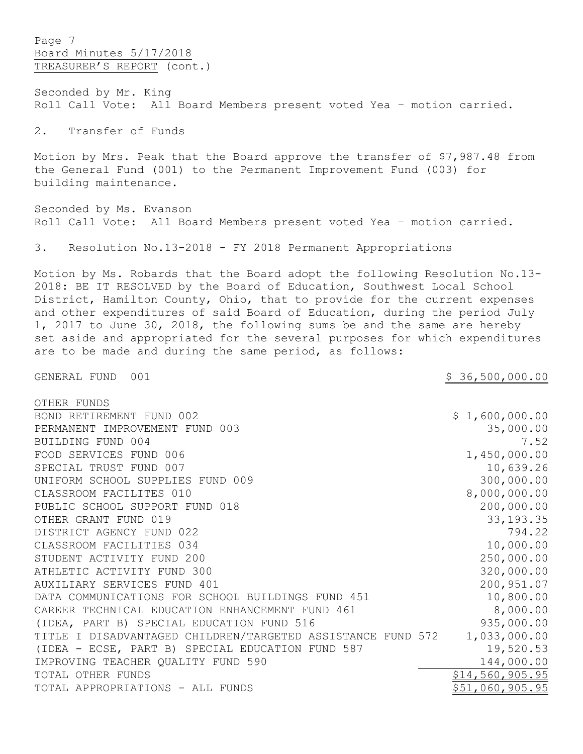Seconded by Mr. King
Roll Call Vote: All Board Members present voted Yea – motion carried.

2. Transfer of Funds

Motion by Mrs. Peak that the Board approve the transfer of $7,987.48 from the General Fund (001) to the Permanent Improvement Fund (003) for building maintenance.

Seconded by Ms. Evanson
Roll Call Vote: All Board Members present voted Yea – motion carried.

3. Resolution No.13-2018 - FY 2018 Permanent Appropriations

Motion by Ms. Robards that the Board adopt the following Resolution No.13-2018: BE IT RESOLVED by the Board of Education, Southwest Local School District, Hamilton County, Ohio, that to provide for the current expenses and other expenditures of said Board of Education, during the period July 1, 2017 to June 30, 2018, the following sums be and the same are hereby set aside and appropriated for the several purposes for which expenditures are to be made and during the same period, as follows:

| | |
|---|---|
| GENERAL FUND 001 | $ 36,500,000.00 |
| OTHER FUNDS | |
| BOND RETIREMENT FUND 002 | $ 1,600,000.00 |
| PERMANENT IMPROVEMENT FUND 003 | 35,000.00 |
| BUILDING FUND 004 | 7.52 |
| FOOD SERVICES FUND 006 | 1,450,000.00 |
| SPECIAL TRUST FUND 007 | 10,639.26 |
| UNIFORM SCHOOL SUPPLIES FUND 009 | 300,000.00 |
| CLASSROOM FACILITES 010 | 8,000,000.00 |
| PUBLIC SCHOOL SUPPORT FUND 018 | 200,000.00 |
| OTHER GRANT FUND 019 | 33,193.35 |
| DISTRICT AGENCY FUND 022 | 794.22 |
| CLASSROOM FACILITIES 034 | 10,000.00 |
| STUDENT ACTIVITY FUND 200 | 250,000.00 |
| ATHLETIC ACTIVITY FUND 300 | 320,000.00 |
| AUXILIARY SERVICES FUND 401 | 200,951.07 |
| DATA COMMUNICATIONS FOR SCHOOL BUILDINGS FUND 451 | 10,800.00 |
| CAREER TECHNICAL EDUCATION ENHANCEMENT FUND 461 | 8,000.00 |
| (IDEA, PART B) SPECIAL EDUCATION FUND 516 | 935,000.00 |
| TITLE I DISADVANTAGED CHILDREN/TARGETED ASSISTANCE FUND 572 | 1,033,000.00 |
| (IDEA - ECSE, PART B) SPECIAL EDUCATION FUND 587 | 19,520.53 |
| IMPROVING TEACHER QUALITY FUND 590 | 144,000.00 |
| TOTAL OTHER FUNDS | $14,560,905.95 |
| TOTAL APPROPRIATIONS - ALL FUNDS | $51,060,905.95 |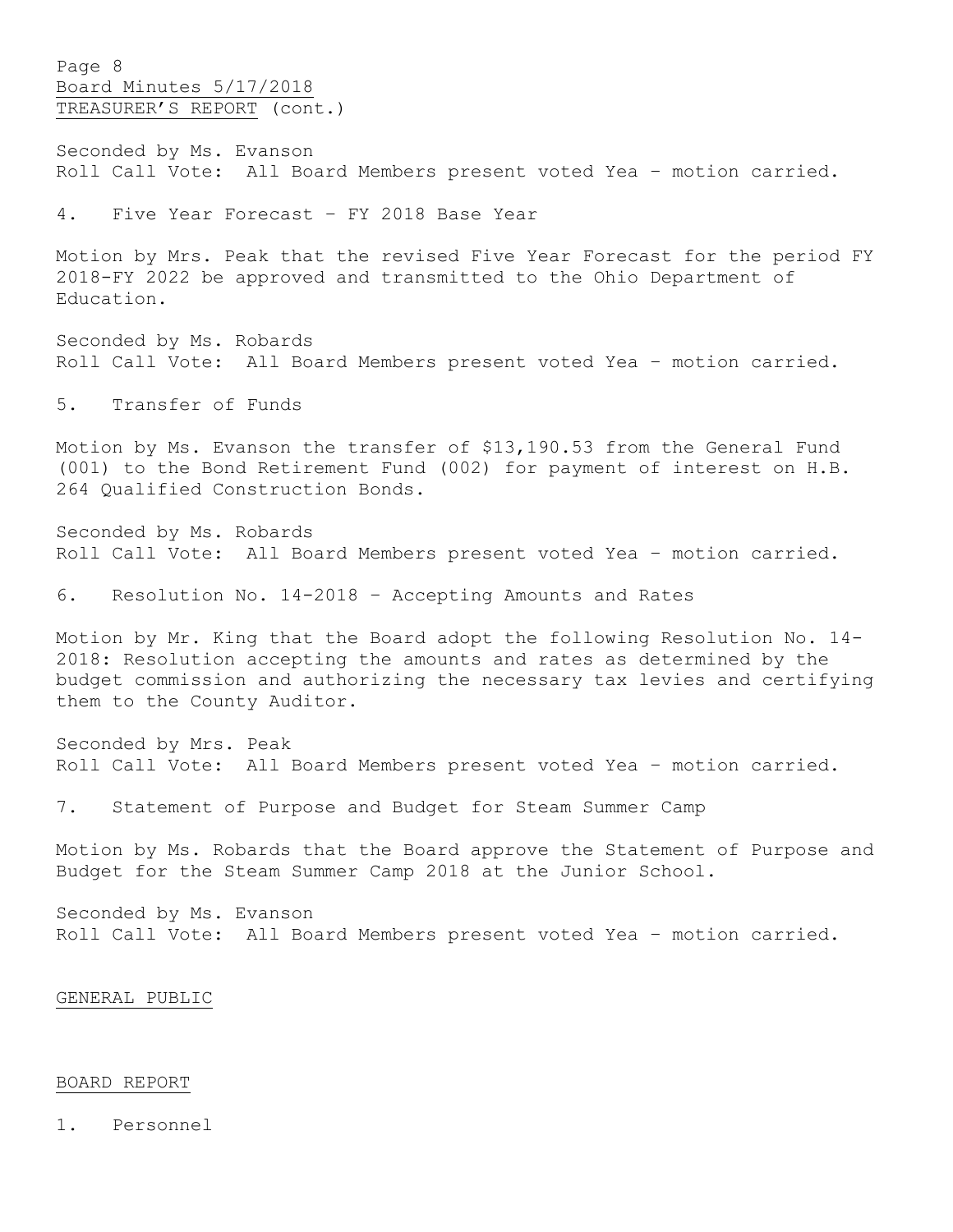Seconded by Ms. Evanson
Roll Call Vote: All Board Members present voted Yea – motion carried.

4. Five Year Forecast – FY 2018 Base Year

Motion by Mrs. Peak that the revised Five Year Forecast for the period FY 2018-FY 2022 be approved and transmitted to the Ohio Department of Education.

Seconded by Ms. Robards
Roll Call Vote: All Board Members present voted Yea – motion carried.

5. Transfer of Funds

Motion by Ms. Evanson the transfer of $13,190.53 from the General Fund (001) to the Bond Retirement Fund (002) for payment of interest on H.B. 264 Qualified Construction Bonds.

Seconded by Ms. Robards
Roll Call Vote: All Board Members present voted Yea – motion carried.

6. Resolution No. 14-2018 – Accepting Amounts and Rates

Motion by Mr. King that the Board adopt the following Resolution No. 14-2018: Resolution accepting the amounts and rates as determined by the budget commission and authorizing the necessary tax levies and certifying them to the County Auditor.

Seconded by Mrs. Peak
Roll Call Vote: All Board Members present voted Yea – motion carried.

7. Statement of Purpose and Budget for Steam Summer Camp

Motion by Ms. Robards that the Board approve the Statement of Purpose and Budget for the Steam Summer Camp 2018 at the Junior School.

Seconded by Ms. Evanson
Roll Call Vote: All Board Members present voted Yea – motion carried.

## GENERAL PUBLIC

## BOARD REPORT

1. Personnel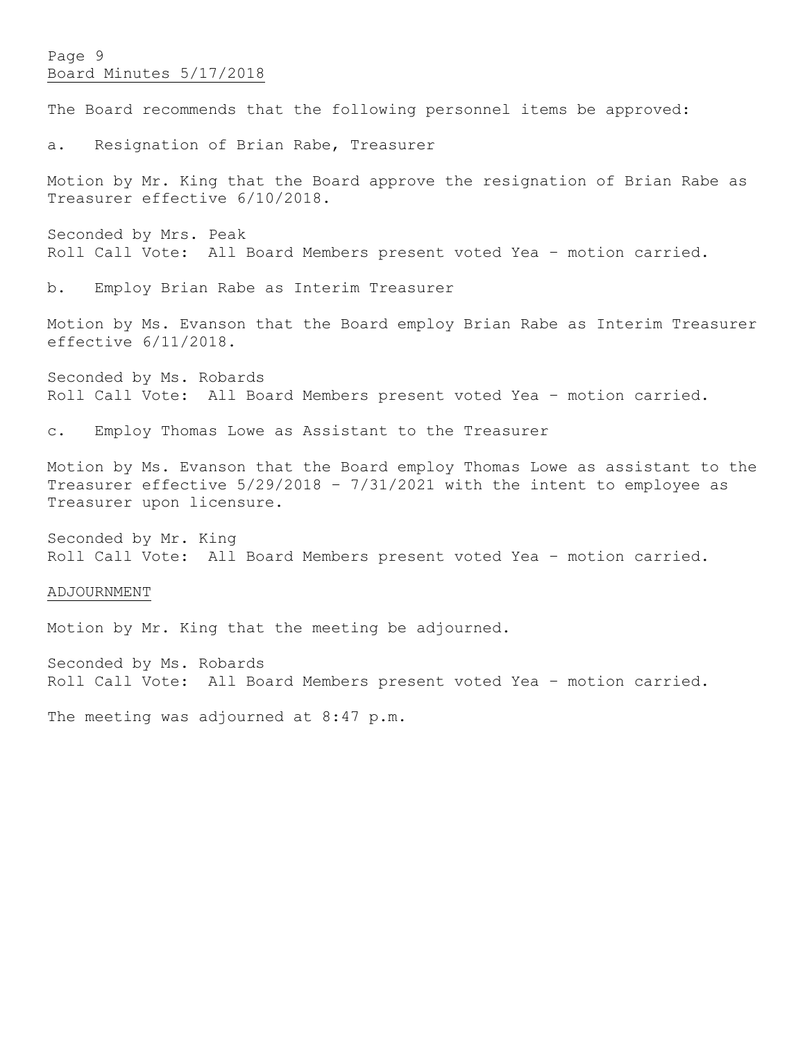The Board recommends that the following personnel items be approved:

a. Resignation of Brian Rabe, Treasurer

Motion by Mr. King that the Board approve the resignation of Brian Rabe as Treasurer effective 6/10/2018.

Seconded by Mrs. Peak
Roll Call Vote: All Board Members present voted Yea – motion carried.

b. Employ Brian Rabe as Interim Treasurer

Motion by Ms. Evanson that the Board employ Brian Rabe as Interim Treasurer effective 6/11/2018.

Seconded by Ms. Robards
Roll Call Vote: All Board Members present voted Yea – motion carried.

c. Employ Thomas Lowe as Assistant to the Treasurer

Motion by Ms. Evanson that the Board employ Thomas Lowe as assistant to the Treasurer effective 5/29/2018 – 7/31/2021 with the intent to employee as Treasurer upon licensure.

Seconded by Mr. King
Roll Call Vote: All Board Members present voted Yea – motion carried.

## ADJOURNMENT

Motion by Mr. King that the meeting be adjourned.

Seconded by Ms. Robards
Roll Call Vote: All Board Members present voted Yea – motion carried.

The meeting was adjourned at 8:47 p.m.